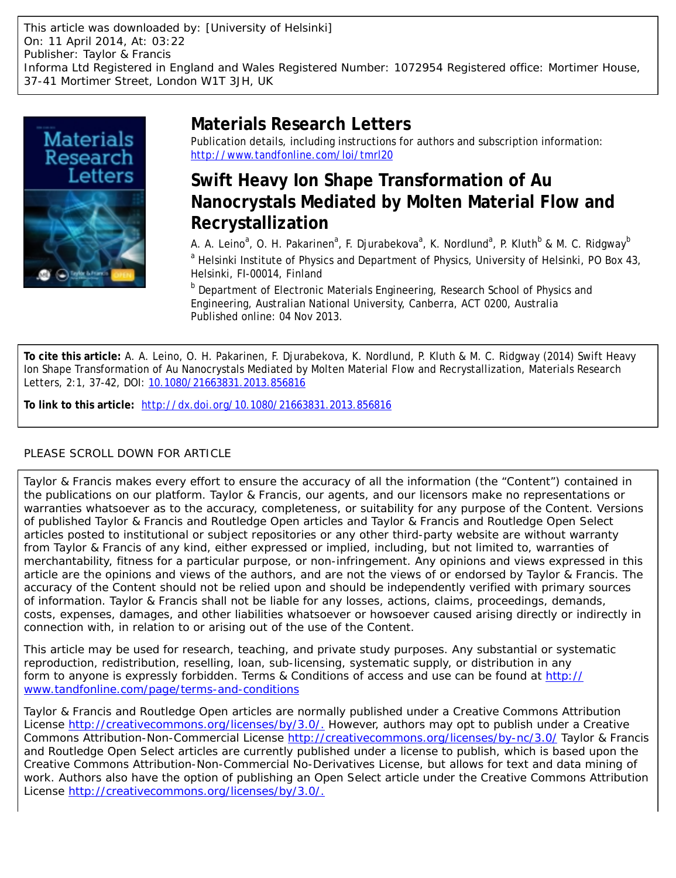This article was downloaded by: [University of Helsinki]
On: 11 April 2014, At: 03:22
Publisher: Taylor & Francis
Informa Ltd Registered in England and Wales Registered Number: 1072954 Registered office: Mortimer House, 37-41 Mortimer Street, London W1T 3JH, UK

# Materials Research Letters

Publication details, including instructions for authors and subscription information:
http://www.tandfonline.com/loi/tmrl20

## Swift Heavy Ion Shape Transformation of Au Nanocrystals Mediated by Molten Material Flow and Recrystallization

A. A. Leino[a], O. H. Pakarinen[a], F. Djurabekova[a], K. Nordlund[a], P. Kluth[b] & M. C. Ridgway[b]

[a] Helsinki Institute of Physics and Department of Physics, University of Helsinki, PO Box 43, Helsinki, FI-00014, Finland

[b] Department of Electronic Materials Engineering, Research School of Physics and Engineering, Australian National University, Canberra, ACT 0200, Australia

Published online: 04 Nov 2013.

**To cite this article:** A. A. Leino, O. H. Pakarinen, F. Djurabekova, K. Nordlund, P. Kluth & M. C. Ridgway (2014) Swift Heavy Ion Shape Transformation of Au Nanocrystals Mediated by Molten Material Flow and Recrystallization, Materials Research Letters, 2:1, 37-42, DOI: 10.1080/21663831.2013.856816

**To link to this article:** http://dx.doi.org/10.1080/21663831.2013.856816

PLEASE SCROLL DOWN FOR ARTICLE

Taylor & Francis makes every effort to ensure the accuracy of all the information (the "Content") contained in the publications on our platform. Taylor & Francis, our agents, and our licensors make no representations or warranties whatsoever as to the accuracy, completeness, or suitability for any purpose of the Content. Versions of published Taylor & Francis and Routledge Open articles and Taylor & Francis and Routledge Open Select articles posted to institutional or subject repositories or any other third-party website are without warranty from Taylor & Francis of any kind, either expressed or implied, including, but not limited to, warranties of merchantability, fitness for a particular purpose, or non-infringement. Any opinions and views expressed in this article are the opinions and views of the authors, and are not the views of or endorsed by Taylor & Francis. The accuracy of the Content should not be relied upon and should be independently verified with primary sources of information. Taylor & Francis shall not be liable for any losses, actions, claims, proceedings, demands, costs, expenses, damages, and other liabilities whatsoever or howsoever caused arising directly or indirectly in connection with, in relation to or arising out of the use of the Content.

This article may be used for research, teaching, and private study purposes. Any substantial or systematic reproduction, redistribution, reselling, loan, sub-licensing, systematic supply, or distribution in any form to anyone is expressly forbidden. Terms & Conditions of access and use can be found at http://www.tandfonline.com/page/terms-and-conditions

Taylor & Francis and Routledge Open articles are normally published under a Creative Commons Attribution License http://creativecommons.org/licenses/by/3.0/. However, authors may opt to publish under a Creative Commons Attribution-Non-Commercial License http://creativecommons.org/licenses/by-nc/3.0/ Taylor & Francis and Routledge Open Select articles are currently published under a license to publish, which is based upon the Creative Commons Attribution-Non-Commercial No-Derivatives License, but allows for text and data mining of work. Authors also have the option of publishing an Open Select article under the Creative Commons Attribution License http://creativecommons.org/licenses/by/3.0/.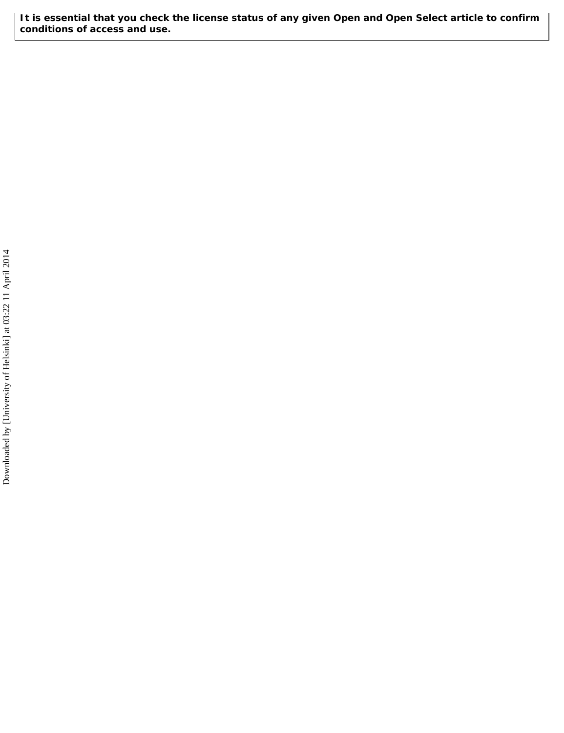**It is essential that you check the license status of any given Open and Open Select article to confirm conditions of access and use.**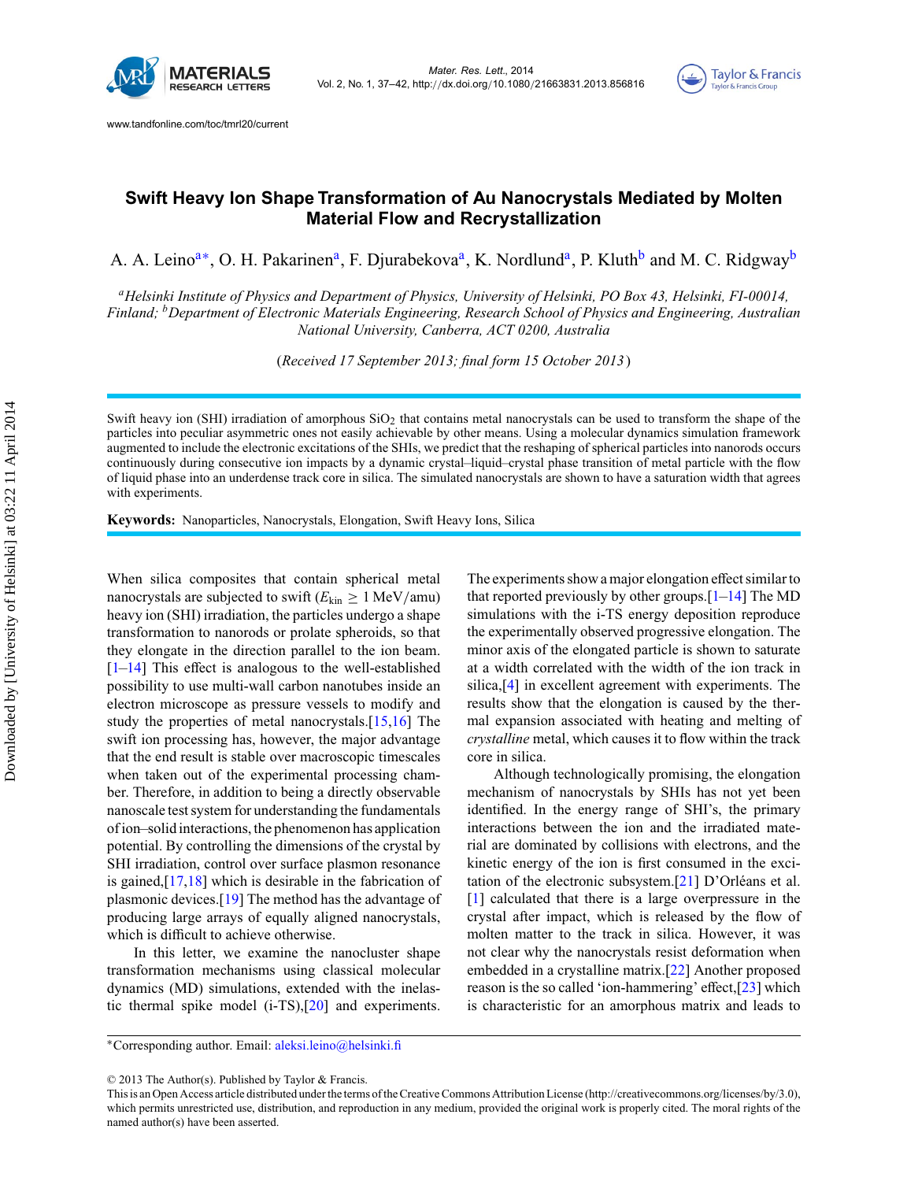# Swift Heavy Ion Shape Transformation of Au Nanocrystals Mediated by Molten Material Flow and Recrystallization

A. A. Leino[a*], O. H. Pakarinen[a], F. Djurabekova[a], K. Nordlund[a], P. Kluth[b] and M. C. Ridgway[b]

[a]*Helsinki Institute of Physics and Department of Physics, University of Helsinki, PO Box 43, Helsinki, FI-00014, Finland;* [b]*Department of Electronic Materials Engineering, Research School of Physics and Engineering, Australian National University, Canberra, ACT 0200, Australia*

(*Received 17 September 2013; final form 15 October 2013*)

Swift heavy ion (SHI) irradiation of amorphous $SiO_2$ that contains metal nanocrystals can be used to transform the shape of the particles into peculiar asymmetric ones not easily achievable by other means. Using a molecular dynamics simulation framework augmented to include the electronic excitations of the SHIs, we predict that the reshaping of spherical particles into nanorods occurs continuously during consecutive ion impacts by a dynamic crystal–liquid–crystal phase transition of metal particle with the flow of liquid phase into an underdense track core in silica. The simulated nanocrystals are shown to have a saturation width that agrees with experiments.

**Keywords:** Nanoparticles, Nanocrystals, Elongation, Swift Heavy Ions, Silica

When silica composites that contain spherical metal nanocrystals are subjected to swift ($E_{kin} \geq 1$ MeV/amu) heavy ion (SHI) irradiation, the particles undergo a shape transformation to nanorods or prolate spheroids, so that they elongate in the direction parallel to the ion beam.[1–14] This effect is analogous to the well-established possibility to use multi-wall carbon nanotubes inside an electron microscope as pressure vessels to modify and study the properties of metal nanocrystals.[15,16] The swift ion processing has, however, the major advantage that the end result is stable over macroscopic timescales when taken out of the experimental processing chamber. Therefore, in addition to being a directly observable nanoscale test system for understanding the fundamentals of ion–solid interactions, the phenomenon has application potential. By controlling the dimensions of the crystal by SHI irradiation, control over surface plasmon resonance is gained,[17,18] which is desirable in the fabrication of plasmonic devices.[19] The method has the advantage of producing large arrays of equally aligned nanocrystals, which is difficult to achieve otherwise.

In this letter, we examine the nanocluster shape transformation mechanisms using classical molecular dynamics (MD) simulations, extended with the inelastic thermal spike model (i-TS),[20] and experiments. The experiments show a major elongation effect similar to that reported previously by other groups.[1–14] The MD simulations with the i-TS energy deposition reproduce the experimentally observed progressive elongation. The minor axis of the elongated particle is shown to saturate at a width correlated with the width of the ion track in silica,[4] in excellent agreement with experiments. The results show that the elongation is caused by the thermal expansion associated with heating and melting of *crystalline* metal, which causes it to flow within the track core in silica.

Although technologically promising, the elongation mechanism of nanocrystals by SHIs has not yet been identified. In the energy range of SHI's, the primary interactions between the ion and the irradiated material are dominated by collisions with electrons, and the kinetic energy of the ion is first consumed in the excitation of the electronic subsystem.[21] D'Orléans et al.[1] calculated that there is a large overpressure in the crystal after impact, which is released by the flow of molten matter to the track in silica. However, it was not clear why the nanocrystals resist deformation when embedded in a crystalline matrix.[22] Another proposed reason is the so called 'ion-hammering' effect,[23] which is characteristic for an amorphous matrix and leads to

*Corresponding author. Email: aleksi.leino@helsinki.fi

© 2013 The Author(s). Published by Taylor & Francis.
This is an Open Access article distributed under the terms of the Creative Commons Attribution License (http://creativecommons.org/licenses/by/3.0), which permits unrestricted use, distribution, and reproduction in any medium, provided the original work is properly cited. The moral rights of the named author(s) have been asserted.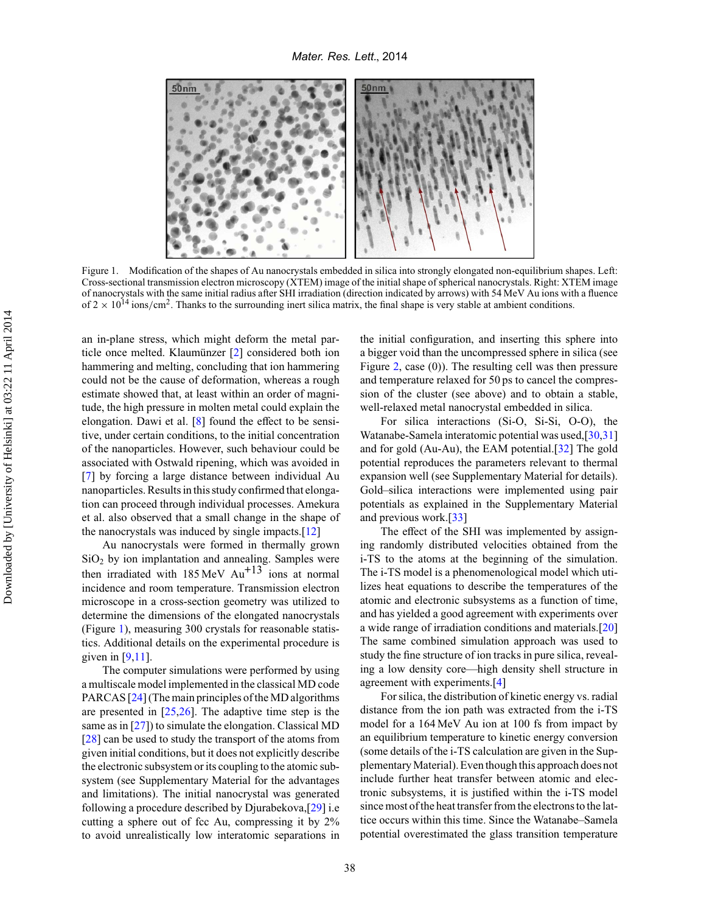Figure 1. Modification of the shapes of Au nanocrystals embedded in silica into strongly elongated non-equilibrium shapes. Left: Cross-sectional transmission electron microscopy (XTEM) image of the initial shape of spherical nanocrystals. Right: XTEM image of nanocrystals with the same initial radius after SHI irradiation (direction indicated by arrows) with 54 MeV Au ions with a fluence of $2 \times 10^{14}$ ions/cm$^2$. Thanks to the surrounding inert silica matrix, the final shape is very stable at ambient conditions.

an in-plane stress, which might deform the metal particle once melted. Klaumünzer [2] considered both ion hammering and melting, concluding that ion hammering could not be the cause of deformation, whereas a rough estimate showed that, at least within an order of magnitude, the high pressure in molten metal could explain the elongation. Dawi et al. [8] found the effect to be sensitive, under certain conditions, to the initial concentration of the nanoparticles. However, such behaviour could be associated with Ostwald ripening, which was avoided in [7] by forcing a large distance between individual Au nanoparticles. Results in this study confirmed that elongation can proceed through individual processes. Amekura et al. also observed that a small change in the shape of the nanocrystals was induced by single impacts.[12]

Au nanocrystals were formed in thermally grown $SiO_2$ by ion implantation and annealing. Samples were then irradiated with 185 MeV $Au^{+13}$ ions at normal incidence and room temperature. Transmission electron microscope in a cross-section geometry was utilized to determine the dimensions of the elongated nanocrystals (Figure 1), measuring 300 crystals for reasonable statistics. Additional details on the experimental procedure is given in [9,11].

The computer simulations were performed by using a multiscale model implemented in the classical MD code PARCAS [24] (The main principles of the MD algorithms are presented in [25,26]. The adaptive time step is the same as in [27]) to simulate the elongation. Classical MD [28] can be used to study the transport of the atoms from given initial conditions, but it does not explicitly describe the electronic subsystem or its coupling to the atomic subsystem (see Supplementary Material for the advantages and limitations). The initial nanocrystal was generated following a procedure described by Djurabekova,[29] i.e cutting a sphere out of fcc Au, compressing it by 2% to avoid unrealistically low interatomic separations in the initial configuration, and inserting this sphere into a bigger void than the uncompressed sphere in silica (see Figure 2, case (0)). The resulting cell was then pressure and temperature relaxed for 50 ps to cancel the compression of the cluster (see above) and to obtain a stable, well-relaxed metal nanocrystal embedded in silica.

For silica interactions (Si-O, Si-Si, O-O), the Watanabe-Samela interatomic potential was used,[30,31] and for gold (Au-Au), the EAM potential.[32] The gold potential reproduces the parameters relevant to thermal expansion well (see Supplementary Material for details). Gold–silica interactions were implemented using pair potentials as explained in the Supplementary Material and previous work.[33]

The effect of the SHI was implemented by assigning randomly distributed velocities obtained from the i-TS to the atoms at the beginning of the simulation. The i-TS model is a phenomenological model which utilizes heat equations to describe the temperatures of the atomic and electronic subsystems as a function of time, and has yielded a good agreement with experiments over a wide range of irradiation conditions and materials.[20] The same combined simulation approach was used to study the fine structure of ion tracks in pure silica, revealing a low density core—high density shell structure in agreement with experiments.[4]

For silica, the distribution of kinetic energy vs. radial distance from the ion path was extracted from the i-TS model for a 164 MeV Au ion at 100 fs from impact by an equilibrium temperature to kinetic energy conversion (some details of the i-TS calculation are given in the Supplementary Material). Even though this approach does not include further heat transfer between atomic and electronic subsystems, it is justified within the i-TS model since most of the heat transfer from the electrons to the lattice occurs within this time. Since the Watanabe–Samela potential overestimated the glass transition temperature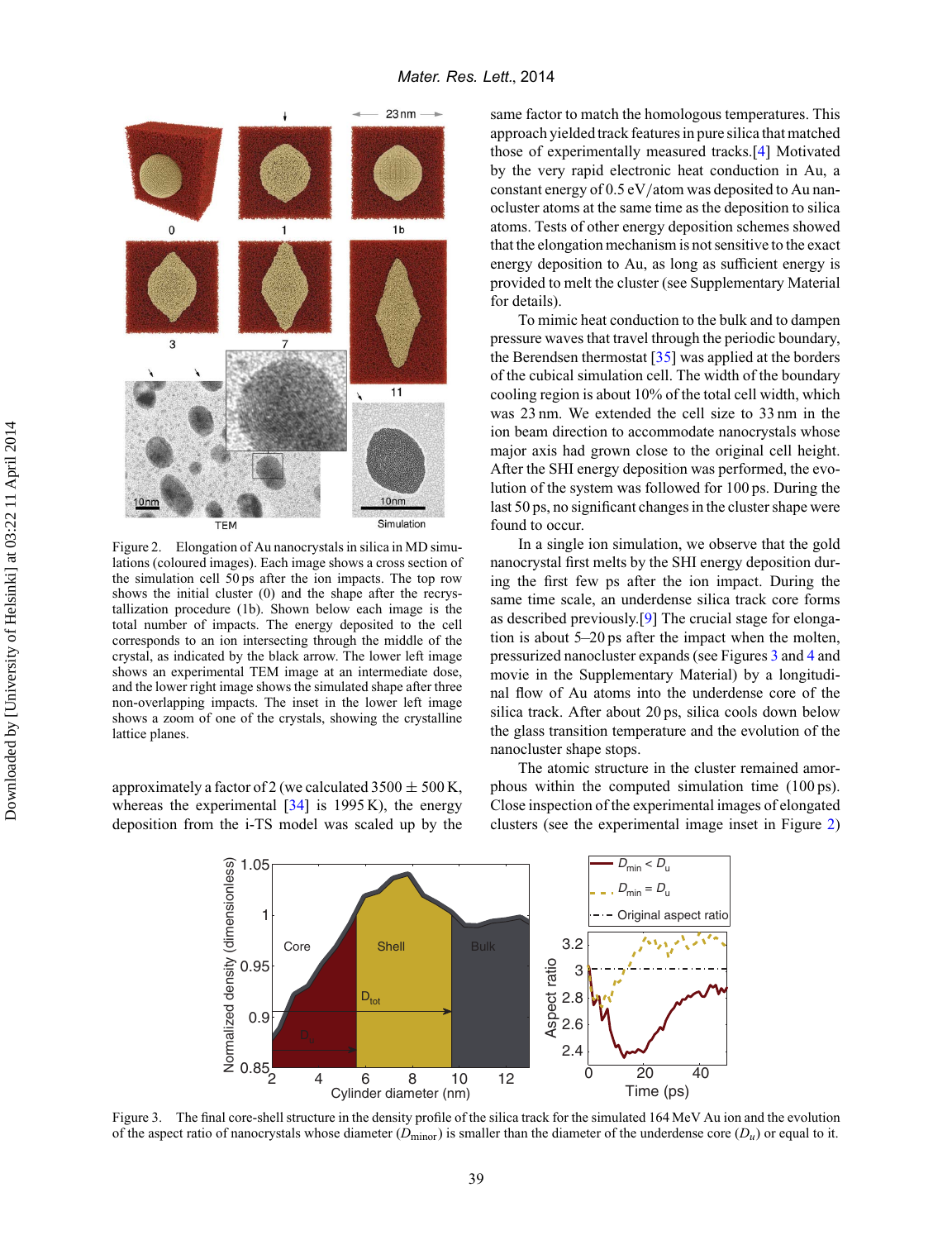Figure 2. Elongation of Au nanocrystals in silica in MD simulations (coloured images). Each image shows a cross section of the simulation cell 50 ps after the ion impacts. The top row shows the initial cluster (0) and the shape after the recrystallization procedure (1b). Shown below each image is the total number of impacts. The energy deposited to the cell corresponds to an ion intersecting through the middle of the crystal, as indicated by the black arrow. The lower left image shows an experimental TEM image at an intermediate dose, and the lower right image shows the simulated shape after three non-overlapping impacts. The inset in the lower left image shows a zoom of one of the crystals, showing the crystalline lattice planes.

approximately a factor of 2 (we calculated 3500 ± 500 K, whereas the experimental [34] is 1995 K), the energy deposition from the i-TS model was scaled up by the same factor to match the homologous temperatures. This approach yielded track features in pure silica that matched those of experimentally measured tracks.[4] Motivated by the very rapid electronic heat conduction in Au, a constant energy of 0.5 eV/atom was deposited to Au nanocluster atoms at the same time as the deposition to silica atoms. Tests of other energy deposition schemes showed that the elongation mechanism is not sensitive to the exact energy deposition to Au, as long as sufficient energy is provided to melt the cluster (see Supplementary Material for details).

To mimic heat conduction to the bulk and to dampen pressure waves that travel through the periodic boundary, the Berendsen thermostat [35] was applied at the borders of the cubical simulation cell. The width of the boundary cooling region is about 10% of the total cell width, which was 23 nm. We extended the cell size to 33 nm in the ion beam direction to accommodate nanocrystals whose major axis had grown close to the original cell height. After the SHI energy deposition was performed, the evolution of the system was followed for 100 ps. During the last 50 ps, no significant changes in the cluster shape were found to occur.

In a single ion simulation, we observe that the gold nanocrystal first melts by the SHI energy deposition during the first few ps after the ion impact. During the same time scale, an underdense silica track core forms as described previously.[9] The crucial stage for elongation is about 5–20 ps after the impact when the molten, pressurized nanocluster expands (see Figures 3 and 4 and movie in the Supplementary Material) by a longitudinal flow of Au atoms into the underdense core of the silica track. After about 20 ps, silica cools down below the glass transition temperature and the evolution of the nanocluster shape stops.

The atomic structure in the cluster remained amorphous within the computed simulation time (100 ps). Close inspection of the experimental images of elongated clusters (see the experimental image inset in Figure 2)

Figure 3. The final core-shell structure in the density profile of the silica track for the simulated 164 MeV Au ion and the evolution of the aspect ratio of nanocrystals whose diameter ($D_{\mathrm{minor}}$) is smaller than the diameter of the underdense core ($D_u$) or equal to it.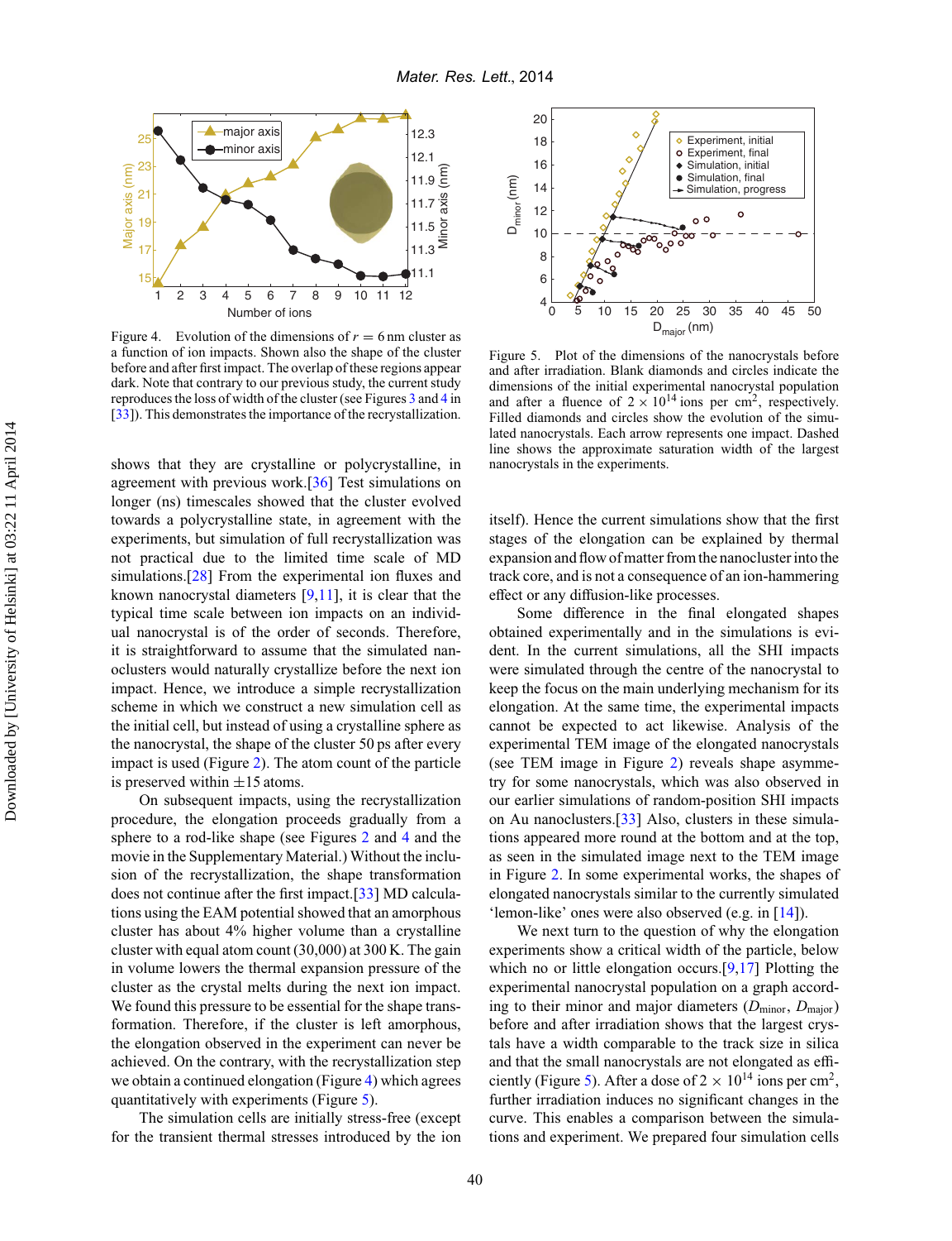Figure 4. Evolution of the dimensions of $r = 6$ nm cluster as a function of ion impacts. Shown also the shape of the cluster before and after first impact. The overlap of these regions appear dark. Note that contrary to our previous study, the current study reproduces the loss of width of the cluster (see Figures 3 and 4 in [33]). This demonstrates the importance of the recrystallization.

shows that they are crystalline or polycrystalline, in agreement with previous work.[36] Test simulations on longer (ns) timescales showed that the cluster evolved towards a polycrystalline state, in agreement with the experiments, but simulation of full recrystallization was not practical due to the limited time scale of MD simulations.[28] From the experimental ion fluxes and known nanocrystal diameters [9,11], it is clear that the typical time scale between ion impacts on an individual nanocrystal is of the order of seconds. Therefore, it is straightforward to assume that the simulated nanoclusters would naturally crystallize before the next ion impact. Hence, we introduce a simple recrystallization scheme in which we construct a new simulation cell as the initial cell, but instead of using a crystalline sphere as the nanocrystal, the shape of the cluster 50 ps after every impact is used (Figure 2). The atom count of the particle is preserved within ±15 atoms.

On subsequent impacts, using the recrystallization procedure, the elongation proceeds gradually from a sphere to a rod-like shape (see Figures 2 and 4 and the movie in the Supplementary Material.) Without the inclusion of the recrystallization, the shape transformation does not continue after the first impact.[33] MD calculations using the EAM potential showed that an amorphous cluster has about 4% higher volume than a crystalline cluster with equal atom count (30,000) at 300 K. The gain in volume lowers the thermal expansion pressure of the cluster as the crystal melts during the next ion impact. We found this pressure to be essential for the shape transformation. Therefore, if the cluster is left amorphous, the elongation observed in the experiment can never be achieved. On the contrary, with the recrystallization step we obtain a continued elongation (Figure 4) which agrees quantitatively with experiments (Figure 5).

The simulation cells are initially stress-free (except for the transient thermal stresses introduced by the ion itself). Hence the current simulations show that the first stages of the elongation can be explained by thermal expansion and flow of matter from the nanocluster into the track core, and is not a consequence of an ion-hammering effect or any diffusion-like processes.

Figure 5. Plot of the dimensions of the nanocrystals before and after irradiation. Blank diamonds and circles indicate the dimensions of the initial experimental nanocrystal population and after a fluence of $2 \times 10^{14}$ ions per cm$^2$, respectively. Filled diamonds and circles show the evolution of the simulated nanocrystals. Each arrow represents one impact. Dashed line shows the approximate saturation width of the largest nanocrystals in the experiments.

Some difference in the final elongated shapes obtained experimentally and in the simulations is evident. In the current simulations, all the SHI impacts were simulated through the centre of the nanocrystal to keep the focus on the main underlying mechanism for its elongation. At the same time, the experimental impacts cannot be expected to act likewise. Analysis of the experimental TEM image of the elongated nanocrystals (see TEM image in Figure 2) reveals shape asymmetry for some nanocrystals, which was also observed in our earlier simulations of random-position SHI impacts on Au nanoclusters.[33] Also, clusters in these simulations appeared more round at the bottom and at the top, as seen in the simulated image next to the TEM image in Figure 2. In some experimental works, the shapes of elongated nanocrystals similar to the currently simulated 'lemon-like' ones were also observed (e.g. in [14]).

We next turn to the question of why the elongation experiments show a critical width of the particle, below which no or little elongation occurs.[9,17] Plotting the experimental nanocrystal population on a graph according to their minor and major diameters ($D_{\mathrm{minor}}$, $D_{\mathrm{major}}$) before and after irradiation shows that the largest crystals have a width comparable to the track size in silica and that the small nanocrystals are not elongated as efficiently (Figure 5). After a dose of $2 \times 10^{14}$ ions per cm$^2$, further irradiation induces no significant changes in the curve. This enables a comparison between the simulations and experiment. We prepared four simulation cells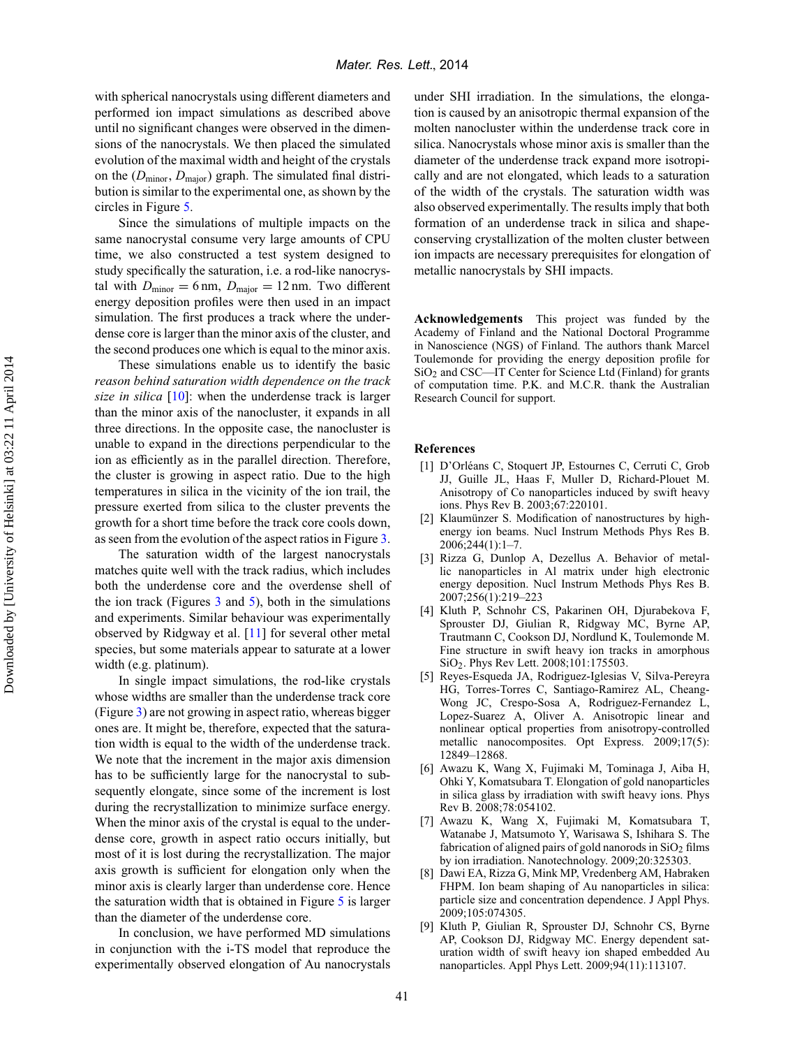with spherical nanocrystals using different diameters and performed ion impact simulations as described above until no significant changes were observed in the dimensions of the nanocrystals. We then placed the simulated evolution of the maximal width and height of the crystals on the ($D_{\mathrm{minor}}$, $D_{\mathrm{major}}$) graph. The simulated final distribution is similar to the experimental one, as shown by the circles in Figure 5.

Since the simulations of multiple impacts on the same nanocrystal consume very large amounts of CPU time, we also constructed a test system designed to study specifically the saturation, i.e. a rod-like nanocrystal with $D_{\mathrm{minor}} = 6\,\mathrm{nm}$, $D_{\mathrm{major}} = 12\,\mathrm{nm}$. Two different energy deposition profiles were then used in an impact simulation. The first produces a track where the underdense core is larger than the minor axis of the cluster, and the second produces one which is equal to the minor axis.

These simulations enable us to identify the basic *reason behind saturation width dependence on the track size in silica* [10]: when the underdense track is larger than the minor axis of the nanocluster, it expands in all three directions. In the opposite case, the nanocluster is unable to expand in the directions perpendicular to the ion as efficiently as in the parallel direction. Therefore, the cluster is growing in aspect ratio. Due to the high temperatures in silica in the vicinity of the ion trail, the pressure exerted from silica to the cluster prevents the growth for a short time before the track core cools down, as seen from the evolution of the aspect ratios in Figure 3.

The saturation width of the largest nanocrystals matches quite well with the track radius, which includes both the underdense core and the overdense shell of the ion track (Figures 3 and 5), both in the simulations and experiments. Similar behaviour was experimentally observed by Ridgway et al. [11] for several other metal species, but some materials appear to saturate at a lower width (e.g. platinum).

In single impact simulations, the rod-like crystals whose widths are smaller than the underdense track core (Figure 3) are not growing in aspect ratio, whereas bigger ones are. It might be, therefore, expected that the saturation width is equal to the width of the underdense track. We note that the increment in the major axis dimension has to be sufficiently large for the nanocrystal to subsequently elongate, since some of the increment is lost during the recrystallization to minimize surface energy. When the minor axis of the crystal is equal to the underdense core, growth in aspect ratio occurs initially, but most of it is lost during the recrystallization. The major axis growth is sufficient for elongation only when the minor axis is clearly larger than underdense core. Hence the saturation width that is obtained in Figure 5 is larger than the diameter of the underdense core.

In conclusion, we have performed MD simulations in conjunction with the i-TS model that reproduce the experimentally observed elongation of Au nanocrystals under SHI irradiation. In the simulations, the elongation is caused by an anisotropic thermal expansion of the molten nanocluster within the underdense track core in silica. Nanocrystals whose minor axis is smaller than the diameter of the underdense track expand more isotropically and are not elongated, which leads to a saturation of the width of the crystals. The saturation width was also observed experimentally. The results imply that both formation of an underdense track in silica and shape-conserving crystallization of the molten cluster between ion impacts are necessary prerequisites for elongation of metallic nanocrystals by SHI impacts.

**Acknowledgements** This project was funded by the Academy of Finland and the National Doctoral Programme in Nanoscience (NGS) of Finland. The authors thank Marcel Toulemonde for providing the energy deposition profile for $SiO_2$ and CSC—IT Center for Science Ltd (Finland) for grants of computation time. P.K. and M.C.R. thank the Australian Research Council for support.

## References

[1] D'Orléans C, Stoquert JP, Estournes C, Cerruti C, Grob JJ, Guille JL, Haas F, Muller D, Richard-Plouet M. Anisotropy of Co nanoparticles induced by swift heavy ions. Phys Rev B. 2003;67:220101.

[2] Klaumünzer S. Modification of nanostructures by high-energy ion beams. Nucl Instrum Methods Phys Res B. 2006;244(1):1–7.

[3] Rizza G, Dunlop A, Dezellus A. Behavior of metallic nanoparticles in Al matrix under high electronic energy deposition. Nucl Instrum Methods Phys Res B. 2007;256(1):219–223

[4] Kluth P, Schnohr CS, Pakarinen OH, Djurabekova F, Sprouster DJ, Giulian R, Ridgway MC, Byrne AP, Trautmann C, Cookson DJ, Nordlund K, Toulemonde M. Fine structure in swift heavy ion tracks in amorphous $SiO_2$. Phys Rev Lett. 2008;101:175503.

[5] Reyes-Esqueda JA, Rodriguez-Iglesias V, Silva-Pereyra HG, Torres-Torres C, Santiago-Ramirez AL, Cheang-Wong JC, Crespo-Sosa A, Rodriguez-Fernandez L, Lopez-Suarez A, Oliver A. Anisotropic linear and nonlinear optical properties from anisotropy-controlled metallic nanocomposites. Opt Express. 2009;17(5):12849–12868.

[6] Awazu K, Wang X, Fujimaki M, Tominaga J, Aiba H, Ohki Y, Komatsubara T. Elongation of gold nanoparticles in silica glass by irradiation with swift heavy ions. Phys Rev B. 2008;78:054102.

[7] Awazu K, Wang X, Fujimaki M, Komatsubara T, Watanabe J, Matsumoto Y, Warisawa S, Ishihara S. The fabrication of aligned pairs of gold nanorods in $SiO_2$ films by ion irradiation. Nanotechnology. 2009;20:325303.

[8] Dawi EA, Rizza G, Mink MP, Vredenberg AM, Habraken FHPM. Ion beam shaping of Au nanoparticles in silica: particle size and concentration dependence. J Appl Phys. 2009;105:074305.

[9] Kluth P, Giulian R, Sprouster DJ, Schnohr CS, Byrne AP, Cookson DJ, Ridgway MC. Energy dependent saturation width of swift heavy ion shaped embedded Au nanoparticles. Appl Phys Lett. 2009;94(11):113107.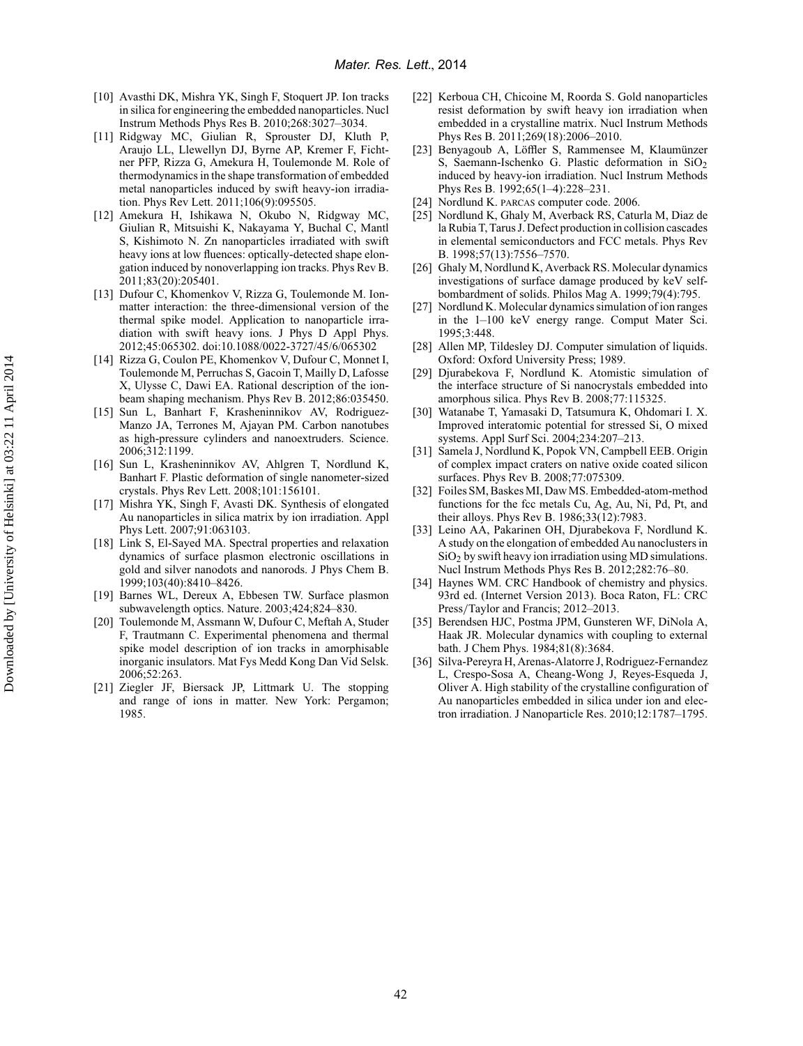[10] Avasthi DK, Mishra YK, Singh F, Stoquert JP. Ion tracks in silica for engineering the embedded nanoparticles. Nucl Instrum Methods Phys Res B. 2010;268:3027–3034.

[11] Ridgway MC, Giulian R, Sprouster DJ, Kluth P, Araujo LL, Llewellyn DJ, Byrne AP, Kremer F, Fichtner PFP, Rizza G, Amekura H, Toulemonde M. Role of thermodynamics in the shape transformation of embedded metal nanoparticles induced by swift heavy-ion irradiation. Phys Rev Lett. 2011;106(9):095505.

[12] Amekura H, Ishikawa N, Okubo N, Ridgway MC, Giulian R, Mitsuishi K, Nakayama Y, Buchal C, Mantl S, Kishimoto N. Zn nanoparticles irradiated with swift heavy ions at low fluences: optically-detected shape elongation induced by nonoverlapping ion tracks. Phys Rev B. 2011;83(20):205401.

[13] Dufour C, Khomenkov V, Rizza G, Toulemonde M. Ion-matter interaction: the three-dimensional version of the thermal spike model. Application to nanoparticle irradiation with swift heavy ions. J Phys D Appl Phys. 2012;45:065302. doi:10.1088/0022-3727/45/6/065302

[14] Rizza G, Coulon PE, Khomenkov V, Dufour C, Monnet I, Toulemonde M, Perruchas S, Gacoin T, Mailly D, Lafosse X, Ulysse C, Dawi EA. Rational description of the ion-beam shaping mechanism. Phys Rev B. 2012;86:035450.

[15] Sun L, Banhart F, Krasheninnikov AV, Rodriguez-Manzo JA, Terrones M, Ajayan PM. Carbon nanotubes as high-pressure cylinders and nanoextruders. Science. 2006;312:1199.

[16] Sun L, Krasheninnikov AV, Ahlgren T, Nordlund K, Banhart F. Plastic deformation of single nanometer-sized crystals. Phys Rev Lett. 2008;101:156101.

[17] Mishra YK, Singh F, Avasti DK. Synthesis of elongated Au nanoparticles in silica matrix by ion irradiation. Appl Phys Lett. 2007;91:063103.

[18] Link S, El-Sayed MA. Spectral properties and relaxation dynamics of surface plasmon electronic oscillations in gold and silver nanodots and nanorods. J Phys Chem B. 1999;103(40):8410–8426.

[19] Barnes WL, Dereux A, Ebbesen TW. Surface plasmon subwavelength optics. Nature. 2003;424;824–830.

[20] Toulemonde M, Assmann W, Dufour C, Meftah A, Studer F, Trautmann C. Experimental phenomena and thermal spike model description of ion tracks in amorphisable inorganic insulators. Mat Fys Medd Kong Dan Vid Selsk. 2006;52:263.

[21] Ziegler JF, Biersack JP, Littmark U. The stopping and range of ions in matter. New York: Pergamon; 1985.

[22] Kerboua CH, Chicoine M, Roorda S. Gold nanoparticles resist deformation by swift heavy ion irradiation when embedded in a crystalline matrix. Nucl Instrum Methods Phys Res B. 2011;269(18):2006–2010.

[23] Benyagoub A, Löffler S, Rammensee M, Klaumünzer S, Saemann-Ischenko G. Plastic deformation in $SiO_2$ induced by heavy-ion irradiation. Nucl Instrum Methods Phys Res B. 1992;65(1–4):228–231.

[24] Nordlund K. PARCAS computer code. 2006.

[25] Nordlund K, Ghaly M, Averback RS, Caturla M, Diaz de la Rubia T, Tarus J. Defect production in collision cascades in elemental semiconductors and FCC metals. Phys Rev B. 1998;57(13):7556–7570.

[26] Ghaly M, Nordlund K, Averback RS. Molecular dynamics investigations of surface damage produced by keV self-bombardment of solids. Philos Mag A. 1999;79(4):795.

[27] Nordlund K. Molecular dynamics simulation of ion ranges in the 1–100 keV energy range. Comput Mater Sci. 1995;3:448.

[28] Allen MP, Tildesley DJ. Computer simulation of liquids. Oxford: Oxford University Press; 1989.

[29] Djurabekova F, Nordlund K. Atomistic simulation of the interface structure of Si nanocrystals embedded into amorphous silica. Phys Rev B. 2008;77:115325.

[30] Watanabe T, Yamasaki D, Tatsumura K, Ohdomari I. X. Improved interatomic potential for stressed Si, O mixed systems. Appl Surf Sci. 2004;234:207–213.

[31] Samela J, Nordlund K, Popok VN, Campbell EEB. Origin of complex impact craters on native oxide coated silicon surfaces. Phys Rev B. 2008;77:075309.

[32] Foiles SM, Baskes MI, Daw MS. Embedded-atom-method functions for the fcc metals Cu, Ag, Au, Ni, Pd, Pt, and their alloys. Phys Rev B. 1986;33(12):7983.

[33] Leino AA, Pakarinen OH, Djurabekova F, Nordlund K. A study on the elongation of embedded Au nanoclusters in $SiO_2$ by swift heavy ion irradiation using MD simulations. Nucl Instrum Methods Phys Res B. 2012;282:76–80.

[34] Haynes WM. CRC Handbook of chemistry and physics. 93rd ed. (Internet Version 2013). Boca Raton, FL: CRC Press/Taylor and Francis; 2012–2013.

[35] Berendsen HJC, Postma JPM, Gunsteren WF, DiNola A, Haak JR. Molecular dynamics with coupling to external bath. J Chem Phys. 1984;81(8):3684.

[36] Silva-Pereyra H, Arenas-Alatorre J, Rodriguez-Fernandez L, Crespo-Sosa A, Cheang-Wong J, Reyes-Esqueda J, Oliver A. High stability of the crystalline configuration of Au nanoparticles embedded in silica under ion and electron irradiation. J Nanoparticle Res. 2010;12:1787–1795.